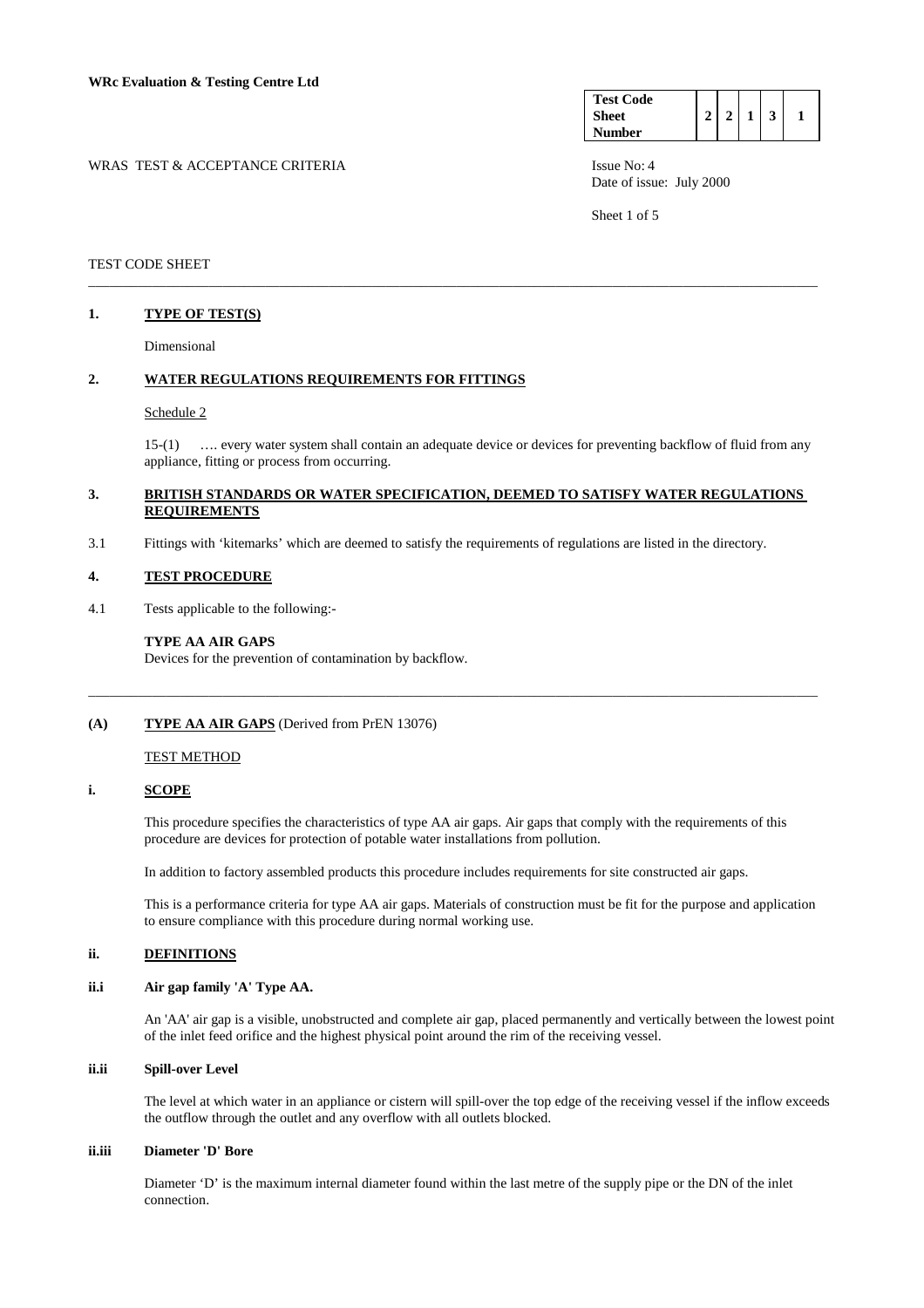**WRc Evaluation & Testing Centre Ltd**

| Test Code Sheet Number | 2 | 2 | 1 | 3 | 1 |
|---|---|---|---|---|---|

WRAS TEST & ACCEPTANCE CRITERIA

Issue No: 4
Date of issue: July 2000

TEST CODE SHEET

---

## 1. TYPE OF TEST(S)

Dimensional

## 2. WATER REGULATIONS REQUIREMENTS FOR FITTINGS

Schedule 2

15-(1) …. every water system shall contain an adequate device or devices for preventing backflow of fluid from any appliance, fitting or process from occurring.

## 3. BRITISH STANDARDS OR WATER SPECIFICATION, DEEMED TO SATISFY WATER REGULATIONS REQUIREMENTS

3.1 Fittings with 'kitemarks' which are deemed to satisfy the requirements of regulations are listed in the directory.

## 4. TEST PROCEDURE

4.1 Tests applicable to the following:-

**TYPE AA AIR GAPS**
Devices for the prevention of contamination by backflow.

---

## (A) TYPE AA AIR GAPS (Derived from PrEN 13076)

TEST METHOD

### i. SCOPE

This procedure specifies the characteristics of type AA air gaps. Air gaps that comply with the requirements of this procedure are devices for protection of potable water installations from pollution.

In addition to factory assembled products this procedure includes requirements for site constructed air gaps.

This is a performance criteria for type AA air gaps. Materials of construction must be fit for the purpose and application to ensure compliance with this procedure during normal working use.

### ii. DEFINITIONS

#### ii.i Air gap family 'A' Type AA.

An 'AA' air gap is a visible, unobstructed and complete air gap, placed permanently and vertically between the lowest point of the inlet feed orifice and the highest physical point around the rim of the receiving vessel.

#### ii.ii Spill-over Level

The level at which water in an appliance or cistern will spill-over the top edge of the receiving vessel if the inflow exceeds the outflow through the outlet and any overflow with all outlets blocked.

#### ii.iii Diameter 'D' Bore

Diameter 'D' is the maximum internal diameter found within the last metre of the supply pipe or the DN of the inlet connection.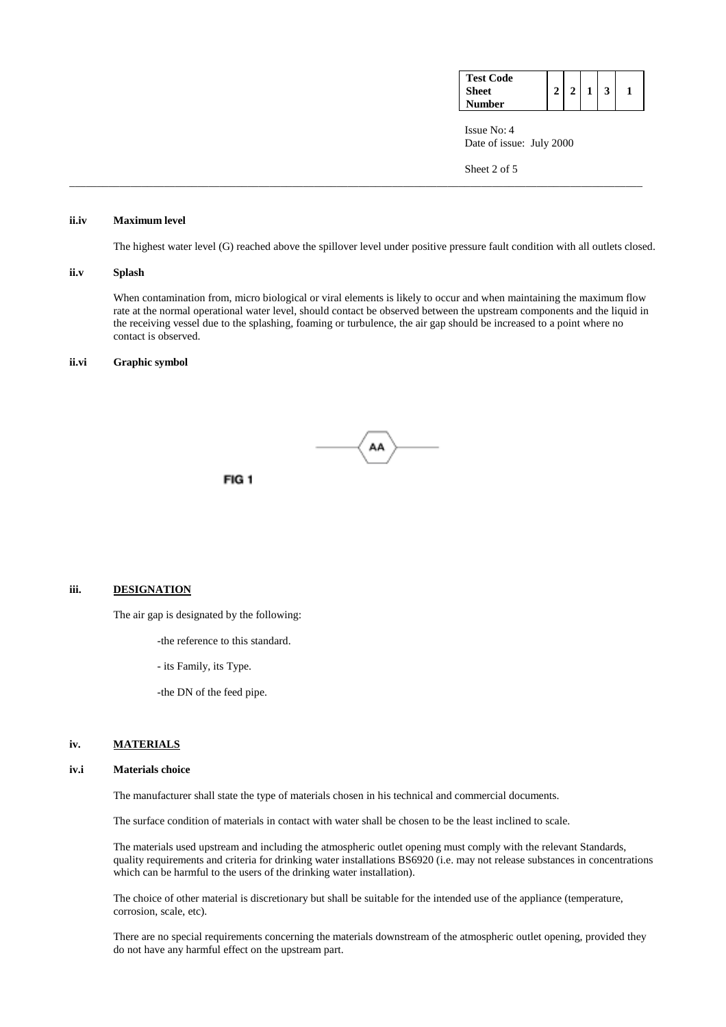**ii.iv Maximum level**

The highest water level (G) reached above the spillover level under positive pressure fault condition with all outlets closed.

**ii.v Splash**

When contamination from, micro biological or viral elements is likely to occur and when maintaining the maximum flow rate at the normal operational water level, should contact be observed between the upstream components and the liquid in the receiving vessel due to the splashing, foaming or turbulence, the air gap should be increased to a point where no contact is observed.

**ii.vi Graphic symbol**

AA

FIG 1

## iii. DESIGNATION

The air gap is designated by the following:

- the reference to this standard.
- its Family, its Type.
- the DN of the feed pipe.

## iv. MATERIALS

**iv.i Materials choice**

The manufacturer shall state the type of materials chosen in his technical and commercial documents.

The surface condition of materials in contact with water shall be chosen to be the least inclined to scale.

The materials used upstream and including the atmospheric outlet opening must comply with the relevant Standards, quality requirements and criteria for drinking water installations BS6920 (i.e. may not release substances in concentrations which can be harmful to the users of the drinking water installation).

The choice of other material is discretionary but shall be suitable for the intended use of the appliance (temperature, corrosion, scale, etc).

There are no special requirements concerning the materials downstream of the atmospheric outlet opening, provided they do not have any harmful effect on the upstream part.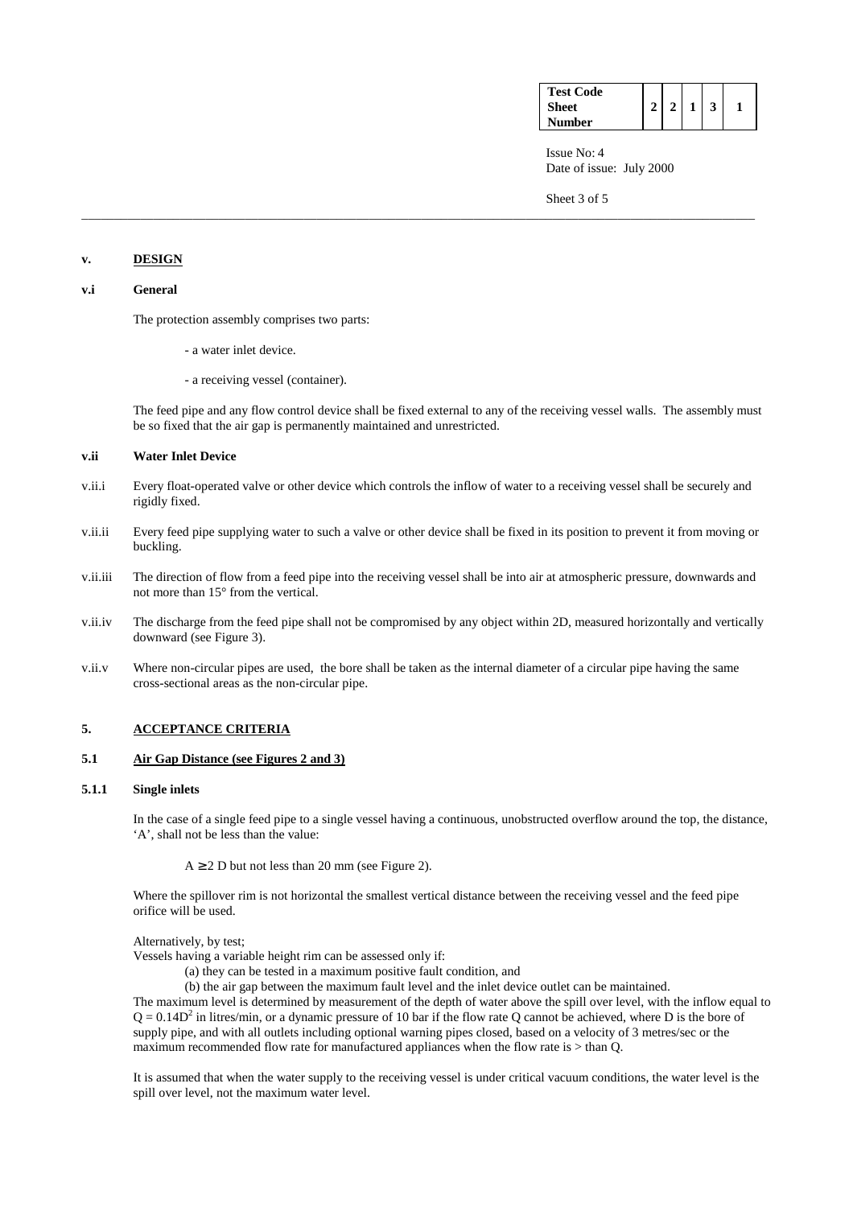## v. DESIGN

### v.i General

The protection assembly comprises two parts:

- a water inlet device.
- a receiving vessel (container).

The feed pipe and any flow control device shall be fixed external to any of the receiving vessel walls. The assembly must be so fixed that the air gap is permanently maintained and unrestricted.

### v.ii Water Inlet Device

v.ii.i Every float-operated valve or other device which controls the inflow of water to a receiving vessel shall be securely and rigidly fixed.

v.ii.ii Every feed pipe supplying water to such a valve or other device shall be fixed in its position to prevent it from moving or buckling.

v.ii.iii The direction of flow from a feed pipe into the receiving vessel shall be into air at atmospheric pressure, downwards and not more than 15° from the vertical.

v.ii.iv The discharge from the feed pipe shall not be compromised by any object within 2D, measured horizontally and vertically downward (see Figure 3).

v.ii.v Where non-circular pipes are used, the bore shall be taken as the internal diameter of a circular pipe having the same cross-sectional areas as the non-circular pipe.

## 5. ACCEPTANCE CRITERIA

### 5.1 Air Gap Distance (see Figures 2 and 3)

#### 5.1.1 Single inlets

In the case of a single feed pipe to a single vessel having a continuous, unobstructed overflow around the top, the distance, 'A', shall not be less than the value:

$A \geq 2$ D but not less than 20 mm (see Figure 2).

Where the spillover rim is not horizontal the smallest vertical distance between the receiving vessel and the feed pipe orifice will be used.

Alternatively, by test;
Vessels having a variable height rim can be assessed only if:

(a) they can be tested in a maximum positive fault condition, and

(b) the air gap between the maximum fault level and the inlet device outlet can be maintained.

The maximum level is determined by measurement of the depth of water above the spill over level, with the inflow equal to $Q = 0.14D^2$ in litres/min, or a dynamic pressure of 10 bar if the flow rate Q cannot be achieved, where D is the bore of supply pipe, and with all outlets including optional warning pipes closed, based on a velocity of 3 metres/sec or the maximum recommended flow rate for manufactured appliances when the flow rate is > than Q.

It is assumed that when the water supply to the receiving vessel is under critical vacuum conditions, the water level is the spill over level, not the maximum water level.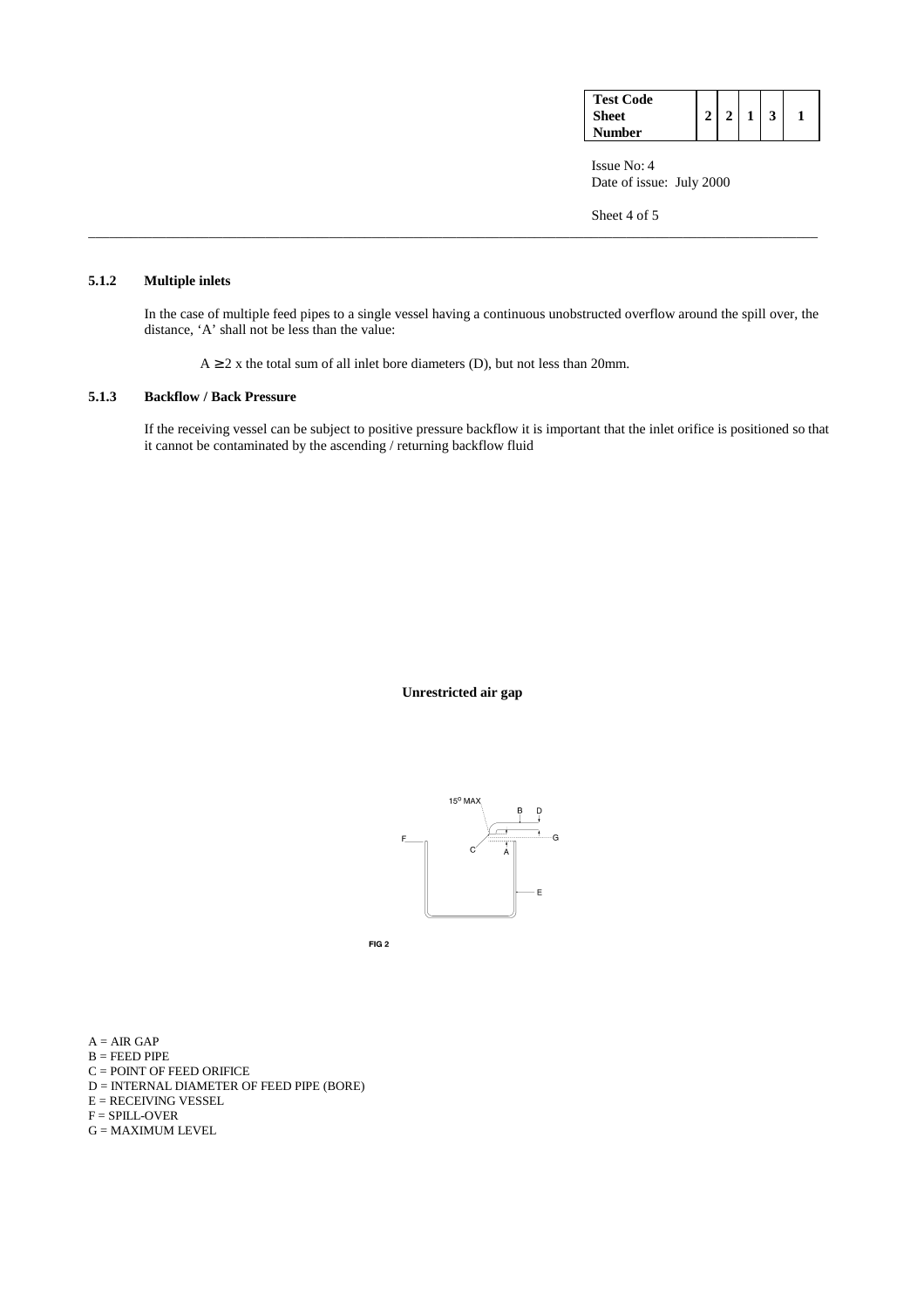### 5.1.2 Multiple inlets

In the case of multiple feed pipes to a single vessel having a continuous unobstructed overflow around the spill over, the distance, 'A' shall not be less than the value:

$A \geq 2$ x the total sum of all inlet bore diameters (D), but not less than 20mm.

### 5.1.3 Backflow / Back Pressure

If the receiving vessel can be subject to positive pressure backflow it is important that the inlet orifice is positioned so that it cannot be contaminated by the ascending / returning backflow fluid

**Unrestricted air gap**

FIG 2

A = AIR GAP
B = FEED PIPE
C = POINT OF FEED ORIFICE
D = INTERNAL DIAMETER OF FEED PIPE (BORE)
E = RECEIVING VESSEL
F = SPILL-OVER
G = MAXIMUM LEVEL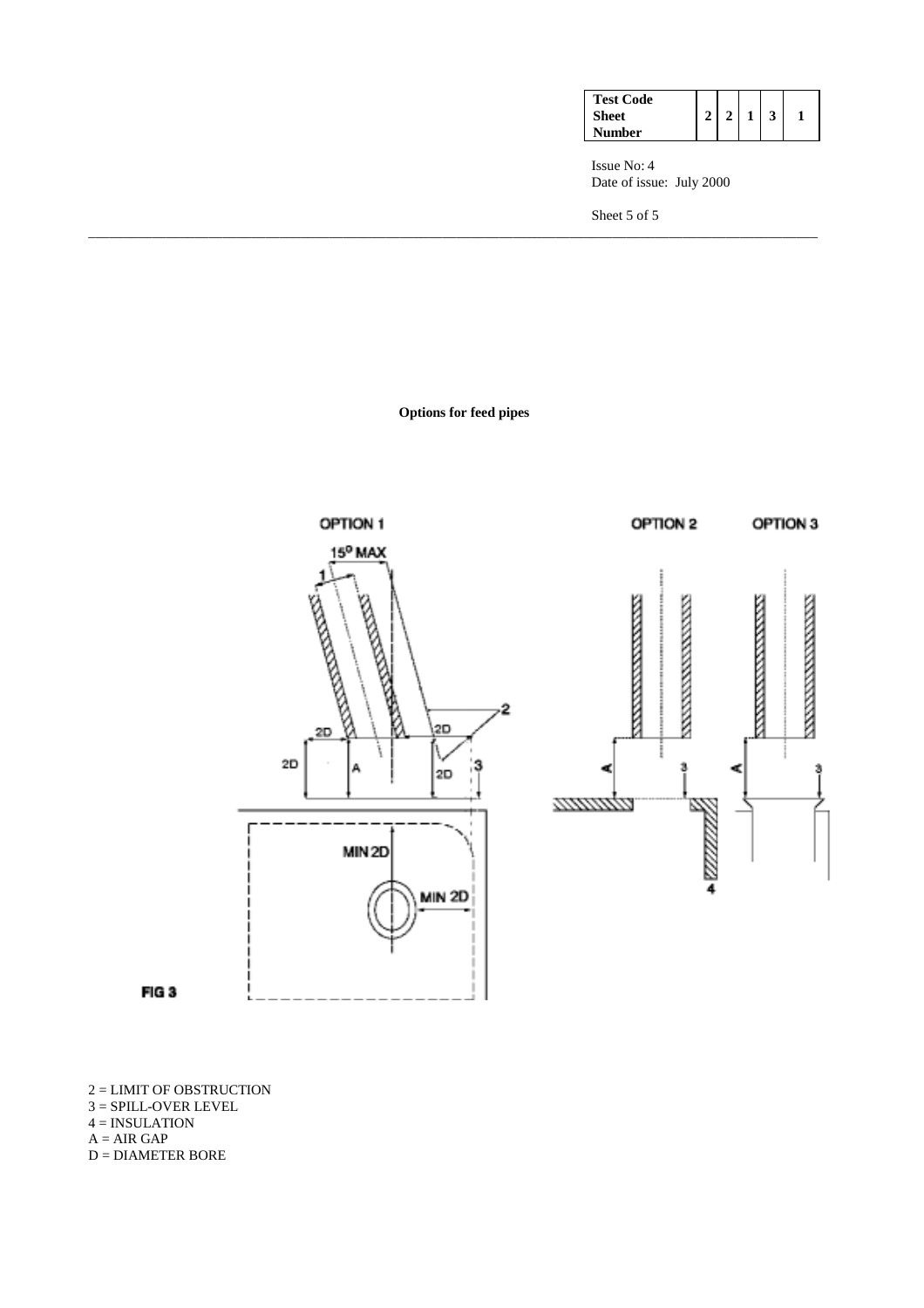**Options for feed pipes**

OPTION 1

15° MAX

1

2

2D

2D

2D

A

2D

3

MIN 2D

MIN 2D

OPTION 2

A

3

4

OPTION 3

A

3

FIG 3

2 = LIMIT OF OBSTRUCTION
3 = SPILL-OVER LEVEL
4 = INSULATION
A = AIR GAP
D = DIAMETER BORE